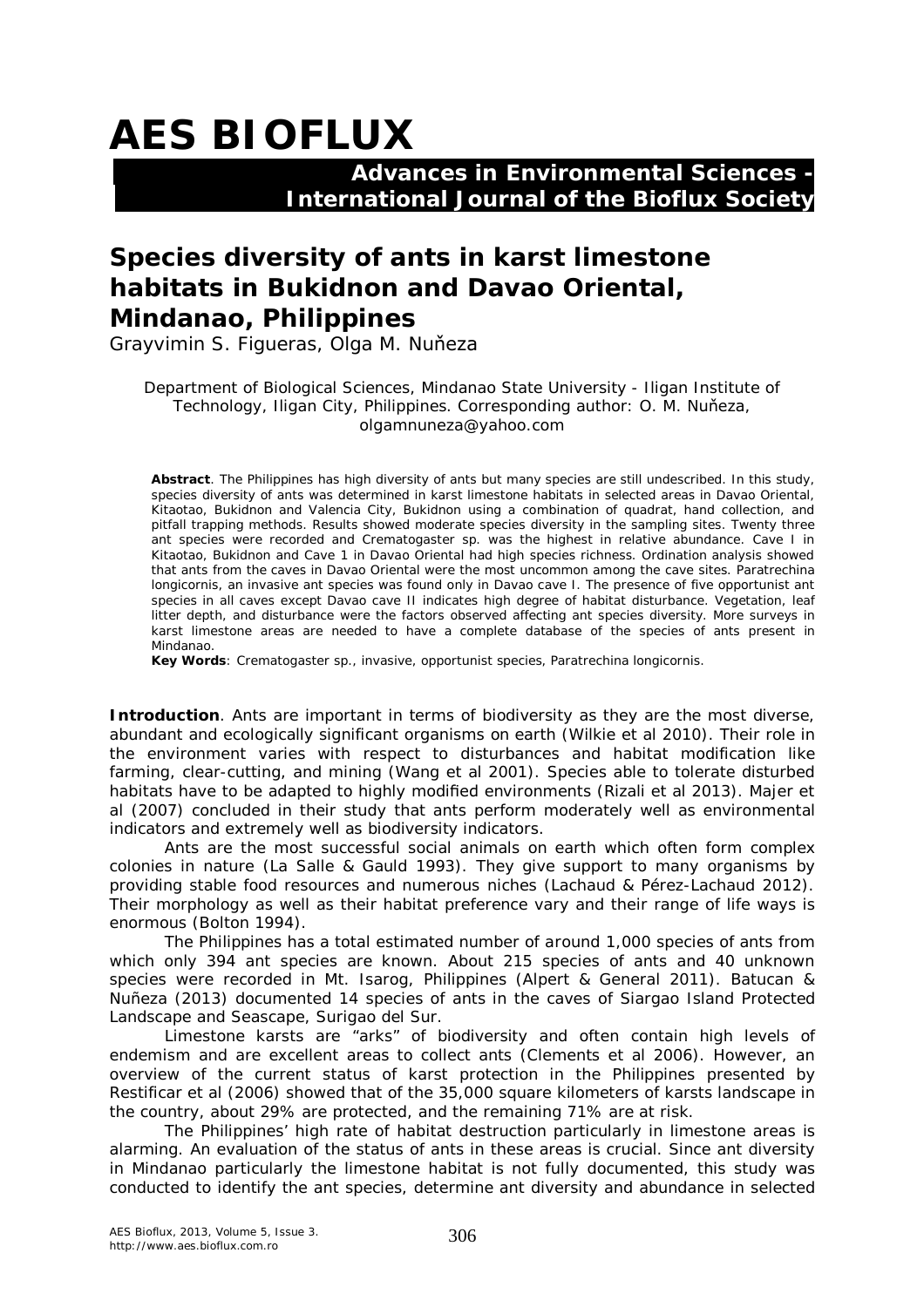# AES BIOFLUX

**Advances in Environmental Sciences - International Journal of the Bioflux Society**

## Species diversity of ants in karst limestone habitats in Bukidnon and Davao Oriental, Mindanao, Philippines

Grayvimin S. Figueras, Olga M. Nuňeza

Department of Biological Sciences, Mindanao State University - Iligan Institute of Technology, Iligan City, Philippines. Corresponding author: O. M. Nuňeza, olgamnuneza@yahoo.com

**Abstract**. The Philippines has high diversity of ants but many species are still undescribed. In this study, species diversity of ants was determined in karst limestone habitats in selected areas in Davao Oriental, Kitaotao, Bukidnon and Valencia City, Bukidnon using a combination of quadrat, hand collection, and pitfall trapping methods. Results showed moderate species diversity in the sampling sites. Twenty three ant species were recorded and Crematogaster sp. was the highest in relative abundance. Cave I in Kitaotao, Bukidnon and Cave 1 in Davao Oriental had high species richness. Ordination analysis showed that ants from the caves in Davao Oriental were the most uncommon among the cave sites. Paratrechina longicornis, an invasive ant species was found only in Davao cave I. The presence of five opportunist ant species in all caves except Davao cave II indicates high degree of habitat disturbance. Vegetation, leaf litter depth, and disturbance were the factors observed affecting ant species diversity. More surveys in karst limestone areas are needed to have a complete database of the species of ants present in Mindanao.

**Key Words**: Crematogaster sp., invasive, opportunist species, Paratrechina longicornis.

**Introduction**. Ants are important in terms of biodiversity as they are the most diverse, abundant and ecologically significant organisms on earth (Wilkie et al 2010). Their role in the environment varies with respect to disturbances and habitat modification like farming, clear-cutting, and mining (Wang et al 2001). Species able to tolerate disturbed habitats have to be adapted to highly modified environments (Rizali et al 2013). Majer et al (2007) concluded in their study that ants perform moderately well as environmental indicators and extremely well as biodiversity indicators.

Ants are the most successful social animals on earth which often form complex colonies in nature (La Salle & Gauld 1993). They give support to many organisms by providing stable food resources and numerous niches (Lachaud & Pérez-Lachaud 2012). Their morphology as well as their habitat preference vary and their range of life ways is enormous (Bolton 1994).

The Philippines has a total estimated number of around 1,000 species of ants from which only 394 ant species are known. About 215 species of ants and 40 unknown species were recorded in Mt. Isarog, Philippines (Alpert & General 2011). Batucan & Nuňeza (2013) documented 14 species of ants in the caves of Siargao Island Protected Landscape and Seascape, Surigao del Sur.

Limestone karsts are "arks" of biodiversity and often contain high levels of endemism and are excellent areas to collect ants (Clements et al 2006). However, an overview of the current status of karst protection in the Philippines presented by Restificar et al (2006) showed that of the 35,000 square kilometers of karsts landscape in the country, about 29% are protected, and the remaining 71% are at risk.

The Philippines' high rate of habitat destruction particularly in limestone areas is alarming. An evaluation of the status of ants in these areas is crucial. Since ant diversity in Mindanao particularly the limestone habitat is not fully documented, this study was conducted to identify the ant species, determine ant diversity and abundance in selected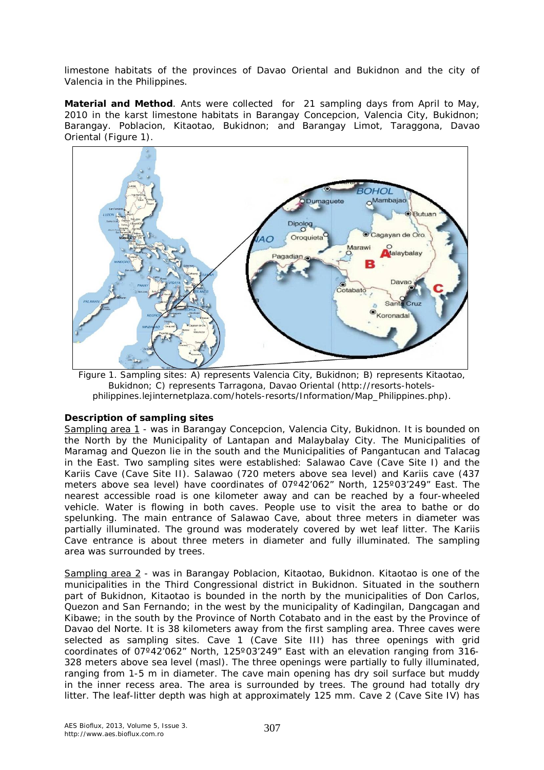limestone habitats of the provinces of Davao Oriental and Bukidnon and the city of Valencia in the Philippines.

**Material and Method**. Ants were collected for 21 sampling days from April to May, 2010 in the karst limestone habitats in Barangay Concepcion, Valencia City, Bukidnon; Barangay. Poblacion, Kitaotao, Bukidnon; and Barangay Limot, Taraggona, Davao Oriental (Figure 1).

Figure 1. Sampling sites: A) represents Valencia City, Bukidnon; B) represents Kitaotao, Bukidnon; C) represents Tarragona, Davao Oriental (http://resorts-hotels-philippines.lejinternetplaza.com/hotels-resorts/Information/Map_Philippines.php).

**Description of sampling sites**

Sampling area 1 - was in Barangay Concepcion, Valencia City, Bukidnon. It is bounded on the North by the Municipality of Lantapan and Malaybalay City. The Municipalities of Maramag and Quezon lie in the south and the Municipalities of Pangantucan and Talacag in the East. Two sampling sites were established: Salawao Cave (Cave Site I) and the Kariis Cave (Cave Site II). Salawao (720 meters above sea level) and Kariis cave (437 meters above sea level) have coordinates of 07º42'062" North, 125º03'249" East. The nearest accessible road is one kilometer away and can be reached by a four-wheeled vehicle. Water is flowing in both caves. People use to visit the area to bathe or do spelunking. The main entrance of Salawao Cave, about three meters in diameter was partially illuminated. The ground was moderately covered by wet leaf litter. The Kariis Cave entrance is about three meters in diameter and fully illuminated. The sampling area was surrounded by trees.

Sampling area 2 - was in Barangay Poblacion, Kitaotao, Bukidnon. Kitaotao is one of the municipalities in the Third Congressional district in Bukidnon. Situated in the southern part of Bukidnon, Kitaotao is bounded in the north by the municipalities of Don Carlos, Quezon and San Fernando; in the west by the municipality of Kadingilan, Dangcagan and Kibawe; in the south by the Province of North Cotabato and in the east by the Province of Davao del Norte. It is 38 kilometers away from the first sampling area. Three caves were selected as sampling sites. Cave 1 (Cave Site III) has three openings with grid coordinates of 07º42'062" North, 125º03'249" East with an elevation ranging from 316-328 meters above sea level (masl). The three openings were partially to fully illuminated, ranging from 1-5 m in diameter. The cave main opening has dry soil surface but muddy in the inner recess area. The area is surrounded by trees. The ground had totally dry litter. The leaf-litter depth was high at approximately 125 mm. Cave 2 (Cave Site IV) has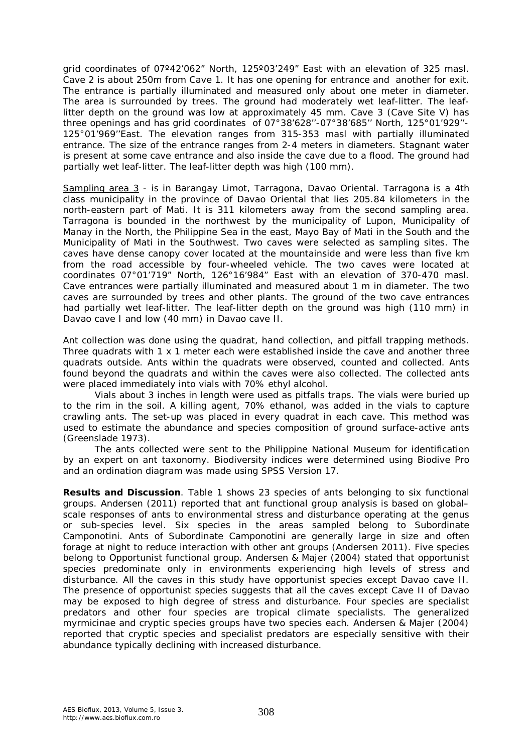grid coordinates of 07º42'062" North, 125º03'249" East with an elevation of 325 masl. Cave 2 is about 250m from Cave 1. It has one opening for entrance and another for exit. The entrance is partially illuminated and measured only about one meter in diameter. The area is surrounded by trees. The ground had moderately wet leaf-litter. The leaf-litter depth on the ground was low at approximately 45 mm. Cave 3 (Cave Site V) has three openings and has grid coordinates of 07°38'628''-07°38'685'' North, 125°01'929''-125°01'969''East. The elevation ranges from 315-353 masl with partially illuminated entrance. The size of the entrance ranges from 2-4 meters in diameters. Stagnant water is present at some cave entrance and also inside the cave due to a flood. The ground had partially wet leaf-litter. The leaf-litter depth was high (100 mm).

Sampling area 3 - is in Barangay Limot, Tarragona, Davao Oriental. Tarragona is a 4th class municipality in the province of Davao Oriental that lies 205.84 kilometers in the north-eastern part of Mati. It is 311 kilometers away from the second sampling area. Tarragona is bounded in the northwest by the municipality of Lupon, Municipality of Manay in the North, the Philippine Sea in the east, Mayo Bay of Mati in the South and the Municipality of Mati in the Southwest. Two caves were selected as sampling sites. The caves have dense canopy cover located at the mountainside and were less than five km from the road accessible by four-wheeled vehicle. The two caves were located at coordinates 07°01'719" North, 126°16'984" East with an elevation of 370-470 masl. Cave entrances were partially illuminated and measured about 1 m in diameter. The two caves are surrounded by trees and other plants. The ground of the two cave entrances had partially wet leaf-litter. The leaf-litter depth on the ground was high (110 mm) in Davao cave I and low (40 mm) in Davao cave II.

Ant collection was done using the quadrat, hand collection, and pitfall trapping methods. Three quadrats with 1 x 1 meter each were established inside the cave and another three quadrats outside. Ants within the quadrats were observed, counted and collected. Ants found beyond the quadrats and within the caves were also collected. The collected ants were placed immediately into vials with 70% ethyl alcohol.

Vials about 3 inches in length were used as pitfalls traps. The vials were buried up to the rim in the soil. A killing agent, 70% ethanol, was added in the vials to capture crawling ants. The set-up was placed in every quadrat in each cave. This method was used to estimate the abundance and species composition of ground surface-active ants (Greenslade 1973).

The ants collected were sent to the Philippine National Museum for identification by an expert on ant taxonomy. Biodiversity indices were determined using Biodive Pro and an ordination diagram was made using SPSS Version 17.

**Results and Discussion**. Table 1 shows 23 species of ants belonging to six functional groups. Andersen (2011) reported that ant functional group analysis is based on global–scale responses of ants to environmental stress and disturbance operating at the genus or sub-species level. Six species in the areas sampled belong to Subordinate Camponotini. Ants of Subordinate Camponotini are generally large in size and often forage at night to reduce interaction with other ant groups (Andersen 2011). Five species belong to Opportunist functional group. Andersen & Majer (2004) stated that opportunist species predominate only in environments experiencing high levels of stress and disturbance. All the caves in this study have opportunist species except Davao cave II. The presence of opportunist species suggests that all the caves except Cave II of Davao may be exposed to high degree of stress and disturbance. Four species are specialist predators and other four species are tropical climate specialists. The generalized myrmicinae and cryptic species groups have two species each. Andersen & Majer (2004) reported that cryptic species and specialist predators are especially sensitive with their abundance typically declining with increased disturbance.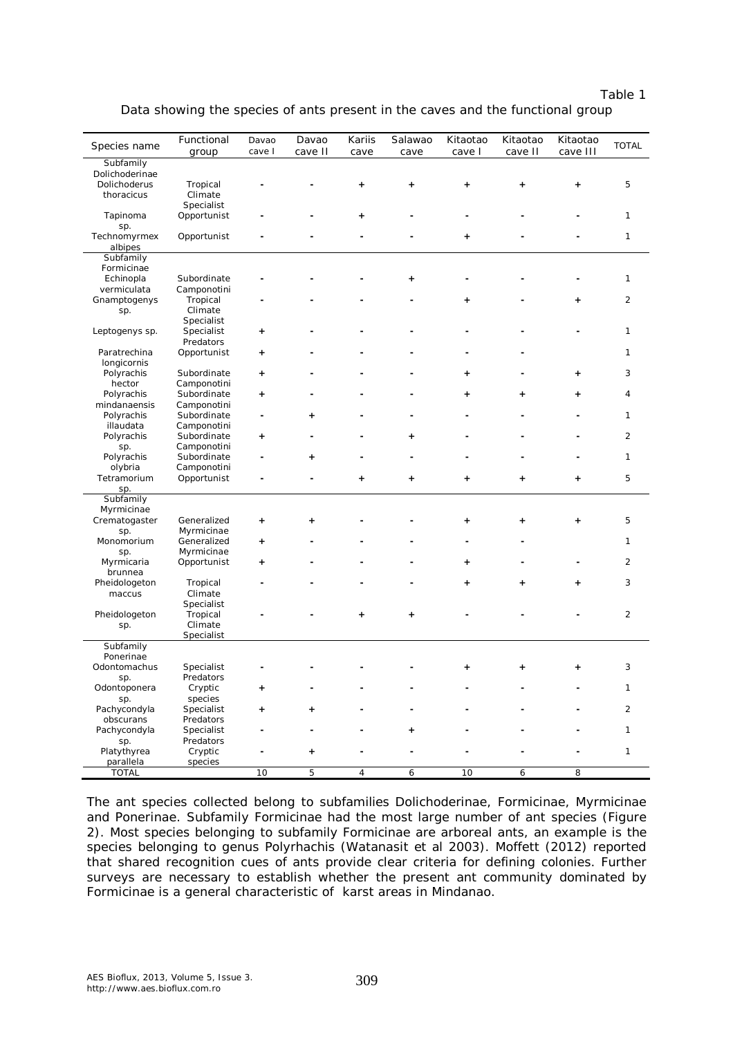Table 1

Data showing the species of ants present in the caves and the functional group

| Species name | Functional group | Davao cave I | Davao cave II | Kariis cave | Salawao cave | Kitaotao cave I | Kitaotao cave II | Kitaotao cave III | TOTAL |
|---|---|---|---|---|---|---|---|---|---|
| Subfamily Dolichoderinae | | | | | | | | | |
| *Dolichoderus thoracicus* | Tropical Climate Specialist | - | - | + | + | + | + | + | 5 |
| *Tapinoma* sp. | Opportunist | - | - | + | - | - | - | - | 1 |
| *Technomyrmex albipes* | Opportunist | - | - | - | - | + | - | - | 1 |
| Subfamily Formicinae | | | | | | | | | |
| *Echinopla vermiculata* | Subordinate Camponotini | - | - | - | + | - | - | - | 1 |
| *Gnamptogenys* sp. | Tropical Climate Specialist | - | - | - | - | + | - | + | 2 |
| *Leptogenys* sp. | Specialist Predators | + | - | - | - | - | - | - | 1 |
| *Paratrechina longicornis* | Opportunist | + | - | - | - | - | - | | 1 |
| *Polyrachis hector* | Subordinate Camponotini | + | - | - | - | + | - | + | 3 |
| *Polyrachis mindanaensis* | Subordinate Camponotini | + | - | - | - | + | + | + | 4 |
| *Polyrachis illaudata* | Subordinate Camponotini | - | + | - | - | - | - | - | 1 |
| *Polyrachis* sp. | Subordinate Camponotini | + | - | - | + | - | - | - | 2 |
| *Polyrachis olybria* | Subordinate Camponotini | - | + | - | - | - | - | - | 1 |
| *Tetramorium* sp. | Opportunist | - | - | + | + | + | + | + | 5 |
| Subfamily Myrmicinae | | | | | | | | | |
| *Crematogaster* sp. | Generalized Myrmicinae | + | + | - | - | + | + | + | 5 |
| *Monomorium* sp. | Generalized Myrmicinae | + | - | - | - | - | - | | 1 |
| *Myrmicaria brunnea* | Opportunist | + | - | - | - | + | - | - | 2 |
| *Pheidologeton maccus* | Tropical Climate Specialist | - | - | - | - | + | + | + | 3 |
| *Pheidologeton* sp. | Tropical Climate Specialist | - | - | + | + | - | - | - | 2 |
| Subfamily Ponerinae | | | | | | | | | |
| *Odontomachus* sp. | Specialist Predators | - | - | - | - | + | + | + | 3 |
| *Odontoponera* sp. | Cryptic species | + | - | - | - | - | - | - | 1 |
| *Pachycondyla obscurans* | Specialist Predators | + | + | - | - | - | - | - | 2 |
| *Pachycondyla* sp. | Specialist Predators | - | - | - | + | - | - | - | 1 |
| *Platythyrea parallela* | Cryptic species | - | + | - | - | - | - | - | 1 |
| TOTAL | | 10 | 5 | 4 | 6 | 10 | 6 | 8 | |

The ant species collected belong to subfamilies Dolichoderinae, Formicinae, Myrmicinae and Ponerinae. Subfamily Formicinae had the most large number of ant species (Figure 2). Most species belonging to subfamily Formicinae are arboreal ants, an example is the species belonging to genus *Polyrhachis* (Watanasit et al 2003). Moffett (2012) reported that shared recognition cues of ants provide clear criteria for defining colonies. Further surveys are necessary to establish whether the present ant community dominated by Formicinae is a general characteristic of karst areas in Mindanao.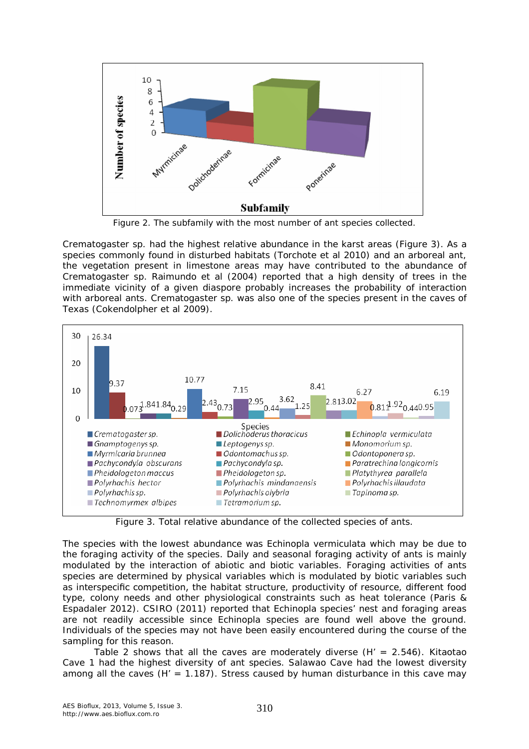Figure 2. The subfamily with the most number of ant species collected.

Crematogaster sp. had the highest relative abundance in the karst areas (Figure 3). As a species commonly found in disturbed habitats (Torchote et al 2010) and an arboreal ant, the vegetation present in limestone areas may have contributed to the abundance of Crematogaster sp. Raimundo et al (2004) reported that a high density of trees in the immediate vicinity of a given diaspore probably increases the probability of interaction with arboreal ants. Crematogaster sp. was also one of the species present in the caves of Texas (Cokendolpher et al 2009).

Figure 3. Total relative abundance of the collected species of ants.

The species with the lowest abundance was Echinopla vermiculata which may be due to the foraging activity of the species. Daily and seasonal foraging activity of ants is mainly modulated by the interaction of abiotic and biotic variables. Foraging activities of ants species are determined by physical variables which is modulated by biotic variables such as interspecific competition, the habitat structure, productivity of resource, different food type, colony needs and other physiological constraints such as heat tolerance (Paris & Espadaler 2012). CSIRO (2011) reported that Echinopla species' nest and foraging areas are not readily accessible since Echinopla species are found well above the ground. Individuals of the species may not have been easily encountered during the course of the sampling for this reason.

Table 2 shows that all the caves are moderately diverse (H' = 2.546). Kitaotao Cave 1 had the highest diversity of ant species. Salawao Cave had the lowest diversity among all the caves (H' = 1.187). Stress caused by human disturbance in this cave may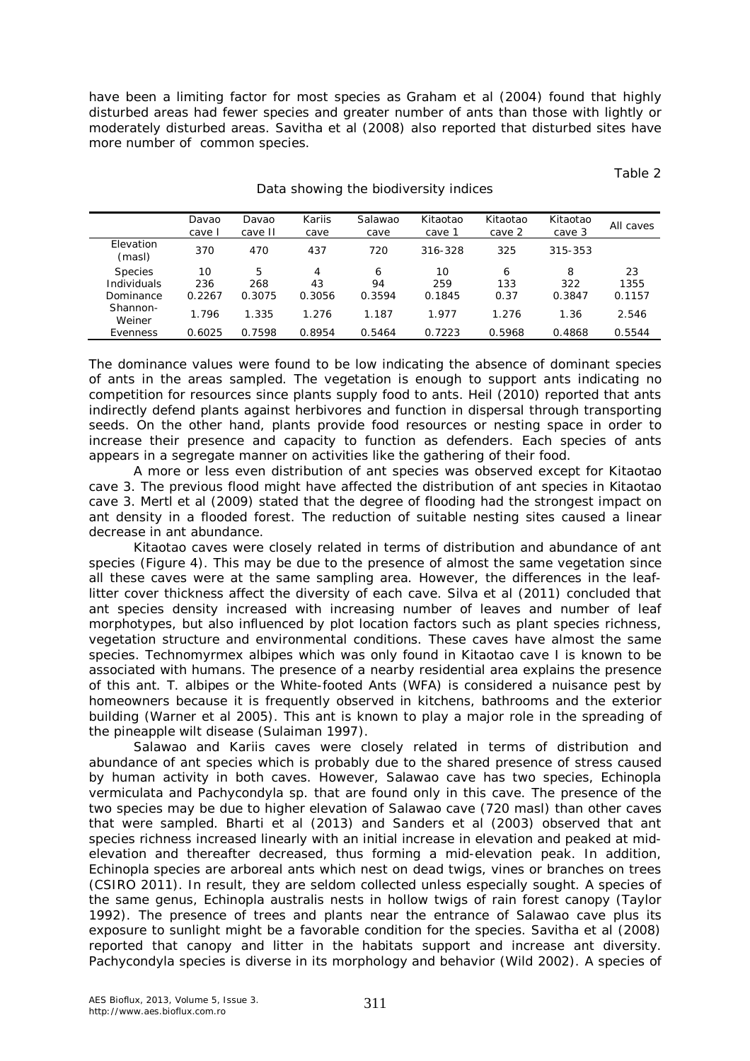have been a limiting factor for most species as Graham et al (2004) found that highly disturbed areas had fewer species and greater number of ants than those with lightly or moderately disturbed areas. Savitha et al (2008) also reported that disturbed sites have more number of common species.

Table 2

Data showing the biodiversity indices

| | Davao cave I | Davao cave II | Kariis cave | Salawao cave | Kitaotao cave 1 | Kitaotao cave 2 | Kitaotao cave 3 | All caves |
|---|---|---|---|---|---|---|---|---|
| Elevation (masl) | 370 | 470 | 437 | 720 | 316-328 | 325 | 315-353 | |
| Species | 10 | 5 | 4 | 6 | 10 | 6 | 8 | 23 |
| Individuals | 236 | 268 | 43 | 94 | 259 | 133 | 322 | 1355 |
| Dominance | 0.2267 | 0.3075 | 0.3056 | 0.3594 | 0.1845 | 0.37 | 0.3847 | 0.1157 |
| Shannon-Weiner | 1.796 | 1.335 | 1.276 | 1.187 | 1.977 | 1.276 | 1.36 | 2.546 |
| Evenness | 0.6025 | 0.7598 | 0.8954 | 0.5464 | 0.7223 | 0.5968 | 0.4868 | 0.5544 |

The dominance values were found to be low indicating the absence of dominant species of ants in the areas sampled. The vegetation is enough to support ants indicating no competition for resources since plants supply food to ants. Heil (2010) reported that ants indirectly defend plants against herbivores and function in dispersal through transporting seeds. On the other hand, plants provide food resources or nesting space in order to increase their presence and capacity to function as defenders. Each species of ants appears in a segregate manner on activities like the gathering of their food.

A more or less even distribution of ant species was observed except for Kitaotao cave 3. The previous flood might have affected the distribution of ant species in Kitaotao cave 3. Mertl et al (2009) stated that the degree of flooding had the strongest impact on ant density in a flooded forest. The reduction of suitable nesting sites caused a linear decrease in ant abundance.

Kitaotao caves were closely related in terms of distribution and abundance of ant species (Figure 4). This may be due to the presence of almost the same vegetation since all these caves were at the same sampling area. However, the differences in the leaf-litter cover thickness affect the diversity of each cave. Silva et al (2011) concluded that ant species density increased with increasing number of leaves and number of leaf morphotypes, but also influenced by plot location factors such as plant species richness, vegetation structure and environmental conditions. These caves have almost the same species. *Technomyrmex albipes* which was only found in Kitaotao cave I is known to be associated with humans. The presence of a nearby residential area explains the presence of this ant. *T. albipes* or the White-footed Ants (WFA) is considered a nuisance pest by homeowners because it is frequently observed in kitchens, bathrooms and the exterior building (Warner et al 2005). This ant is known to play a major role in the spreading of the pineapple wilt disease (Sulaiman 1997).

Salawao and Kariis caves were closely related in terms of distribution and abundance of ant species which is probably due to the shared presence of stress caused by human activity in both caves. However, Salawao cave has two species, *Echinopla vermiculata* and *Pachycondyla* sp. that are found only in this cave. The presence of the two species may be due to higher elevation of Salawao cave (720 masl) than other caves that were sampled. Bharti et al (2013) and Sanders et al (2003) observed that ant species richness increased linearly with an initial increase in elevation and peaked at mid-elevation and thereafter decreased, thus forming a mid-elevation peak. In addition, *Echinopla* species are arboreal ants which nest on dead twigs, vines or branches on trees (CSIRO 2011). In result, they are seldom collected unless especially sought. A species of the same genus, *Echinopla australis* nests in hollow twigs of rain forest canopy (Taylor 1992). The presence of trees and plants near the entrance of Salawao cave plus its exposure to sunlight might be a favorable condition for the species. Savitha et al (2008) reported that canopy and litter in the habitats support and increase ant diversity. *Pachycondyla* species is diverse in its morphology and behavior (Wild 2002). A species of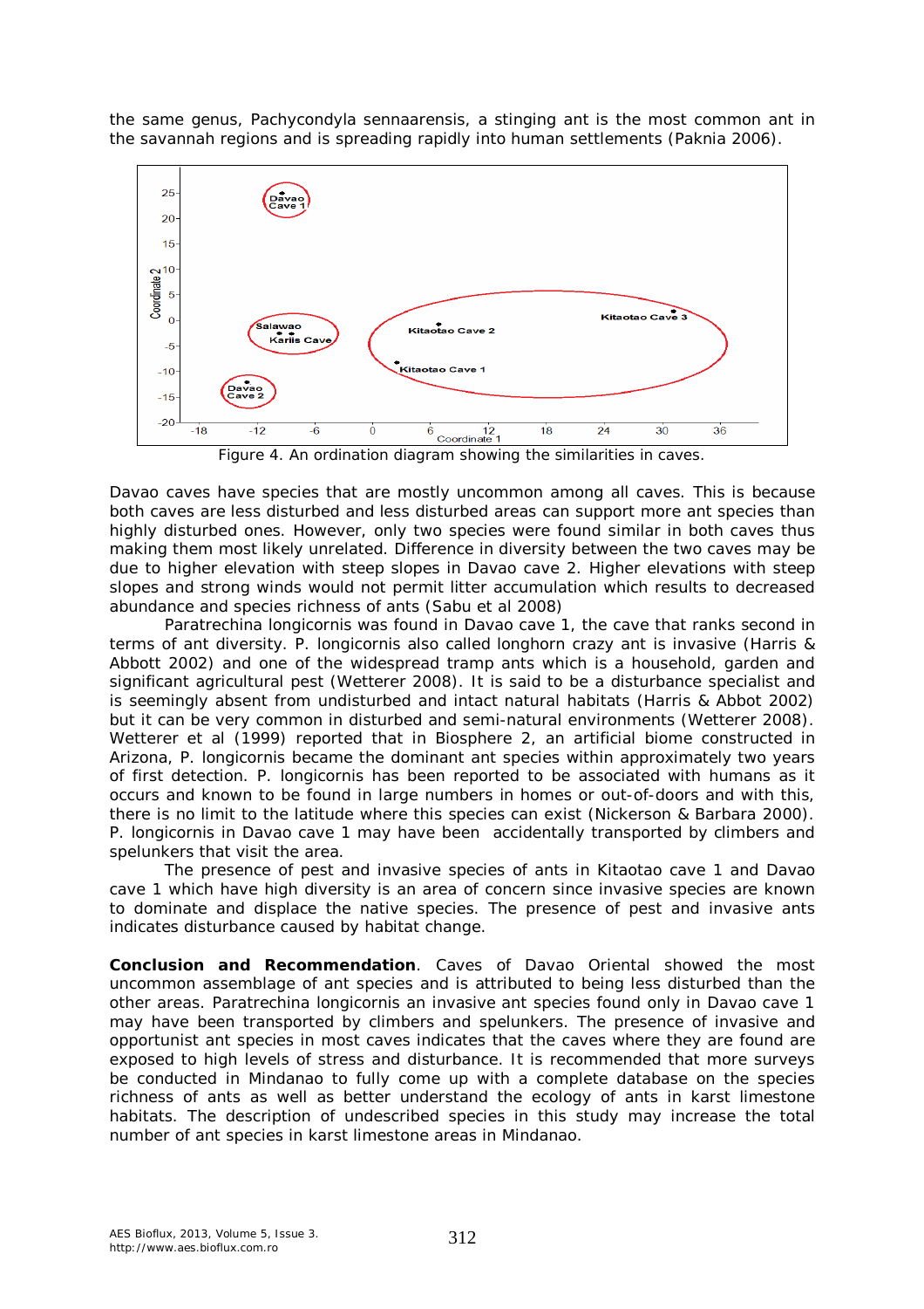the same genus, Pachycondyla sennaarensis, a stinging ant is the most common ant in the savannah regions and is spreading rapidly into human settlements (Paknia 2006).

Figure 4. An ordination diagram showing the similarities in caves.

Davao caves have species that are mostly uncommon among all caves. This is because both caves are less disturbed and less disturbed areas can support more ant species than highly disturbed ones. However, only two species were found similar in both caves thus making them most likely unrelated. Difference in diversity between the two caves may be due to higher elevation with steep slopes in Davao cave 2. Higher elevations with steep slopes and strong winds would not permit litter accumulation which results to decreased abundance and species richness of ants (Sabu et al 2008)

Paratrechina longicornis was found in Davao cave 1, the cave that ranks second in terms of ant diversity. P. longicornis also called longhorn crazy ant is invasive (Harris & Abbott 2002) and one of the widespread tramp ants which is a household, garden and significant agricultural pest (Wetterer 2008). It is said to be a disturbance specialist and is seemingly absent from undisturbed and intact natural habitats (Harris & Abbot 2002) but it can be very common in disturbed and semi-natural environments (Wetterer 2008). Wetterer et al (1999) reported that in Biosphere 2, an artificial biome constructed in Arizona, P. longicornis became the dominant ant species within approximately two years of first detection. P. longicornis has been reported to be associated with humans as it occurs and known to be found in large numbers in homes or out-of-doors and with this, there is no limit to the latitude where this species can exist (Nickerson & Barbara 2000). P. longicornis in Davao cave 1 may have been accidentally transported by climbers and spelunkers that visit the area.

The presence of pest and invasive species of ants in Kitaotao cave 1 and Davao cave 1 which have high diversity is an area of concern since invasive species are known to dominate and displace the native species. The presence of pest and invasive ants indicates disturbance caused by habitat change.

**Conclusion and Recommendation**. Caves of Davao Oriental showed the most uncommon assemblage of ant species and is attributed to being less disturbed than the other areas. Paratrechina longicornis an invasive ant species found only in Davao cave 1 may have been transported by climbers and spelunkers. The presence of invasive and opportunist ant species in most caves indicates that the caves where they are found are exposed to high levels of stress and disturbance. It is recommended that more surveys be conducted in Mindanao to fully come up with a complete database on the species richness of ants as well as better understand the ecology of ants in karst limestone habitats. The description of undescribed species in this study may increase the total number of ant species in karst limestone areas in Mindanao.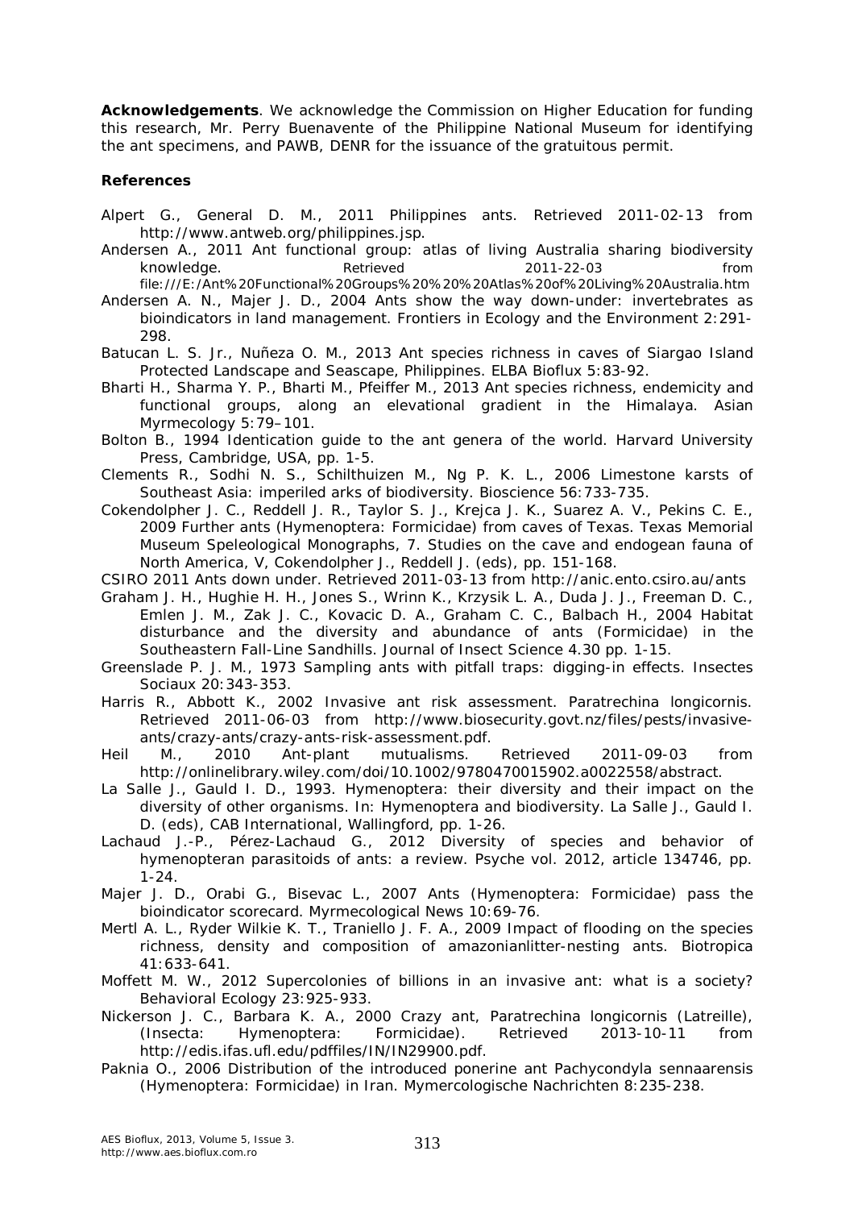**Acknowledgements**. We acknowledge the Commission on Higher Education for funding this research, Mr. Perry Buenavente of the Philippine National Museum for identifying the ant specimens, and PAWB, DENR for the issuance of the gratuitous permit.

**References**

Alpert G., General D. M., 2011 Philippines ants. Retrieved 2011-02-13 from http://www.antweb.org/philippines.jsp.

Andersen A., 2011 Ant functional group: atlas of living Australia sharing biodiversity knowledge. Retrieved 2011-22-03 from file:///E:/Ant%20Functional%20Groups%20%20%20Atlas%20of%20Living%20Australia.htm

Andersen A. N., Majer J. D., 2004 Ants show the way down-under: invertebrates as bioindicators in land management. Frontiers in Ecology and the Environment 2:291-298.

Batucan L. S. Jr., Nuñeza O. M., 2013 Ant species richness in caves of Siargao Island Protected Landscape and Seascape, Philippines. ELBA Bioflux 5:83-92.

Bharti H., Sharma Y. P., Bharti M., Pfeiffer M., 2013 Ant species richness, endemicity and functional groups, along an elevational gradient in the Himalaya. Asian Myrmecology 5:79–101.

Bolton B., 1994 Identication guide to the ant genera of the world. Harvard University Press, Cambridge, USA, pp. 1-5.

Clements R., Sodhi N. S., Schilthuizen M., Ng P. K. L., 2006 Limestone karsts of Southeast Asia: imperiled arks of biodiversity. Bioscience 56:733-735.

Cokendolpher J. C., Reddell J. R., Taylor S. J., Krejca J. K., Suarez A. V., Pekins C. E., 2009 Further ants (Hymenoptera: Formicidae) from caves of Texas. Texas Memorial Museum Speleological Monographs, 7. Studies on the cave and endogean fauna of North America, V, Cokendolpher J., Reddell J. (eds), pp. 151-168.

CSIRO 2011 Ants down under. Retrieved 2011-03-13 from http://anic.ento.csiro.au/ants

Graham J. H., Hughie H. H., Jones S., Wrinn K., Krzysik L. A., Duda J. J., Freeman D. C., Emlen J. M., Zak J. C., Kovacic D. A., Graham C. C., Balbach H., 2004 Habitat disturbance and the diversity and abundance of ants (Formicidae) in the Southeastern Fall-Line Sandhills. Journal of Insect Science 4.30 pp. 1-15.

Greenslade P. J. M., 1973 Sampling ants with pitfall traps: digging-in effects. Insectes Sociaux 20:343-353.

Harris R., Abbott K., 2002 Invasive ant risk assessment. Paratrechina longicornis. Retrieved 2011-06-03 from http://www.biosecurity.govt.nz/files/pests/invasive-ants/crazy-ants/crazy-ants-risk-assessment.pdf.

Heil M., 2010 Ant-plant mutualisms. Retrieved 2011-09-03 from http://onlinelibrary.wiley.com/doi/10.1002/9780470015902.a0022558/abstract.

La Salle J., Gauld I. D., 1993. Hymenoptera: their diversity and their impact on the diversity of other organisms. In: Hymenoptera and biodiversity. La Salle J., Gauld I. D. (eds), CAB International, Wallingford, pp. 1-26.

Lachaud J.-P., Pérez-Lachaud G., 2012 Diversity of species and behavior of hymenopteran parasitoids of ants: a review. Psyche vol. 2012, article 134746, pp. 1-24.

Majer J. D., Orabi G., Bisevac L., 2007 Ants (Hymenoptera: Formicidae) pass the bioindicator scorecard. Myrmecological News 10:69-76.

Mertl A. L., Ryder Wilkie K. T., Traniello J. F. A., 2009 Impact of flooding on the species richness, density and composition of amazonianlitter-nesting ants. Biotropica 41:633-641.

Moffett M. W., 2012 Supercolonies of billions in an invasive ant: what is a society? Behavioral Ecology 23:925-933.

Nickerson J. C., Barbara K. A., 2000 Crazy ant, Paratrechina longicornis (Latreille), (Insecta: Hymenoptera: Formicidae). Retrieved 2013-10-11 from http://edis.ifas.ufl.edu/pdffiles/IN/IN29900.pdf.

Paknia O., 2006 Distribution of the introduced ponerine ant Pachycondyla sennaarensis (Hymenoptera: Formicidae) in Iran. Mymercologische Nachrichten 8:235-238.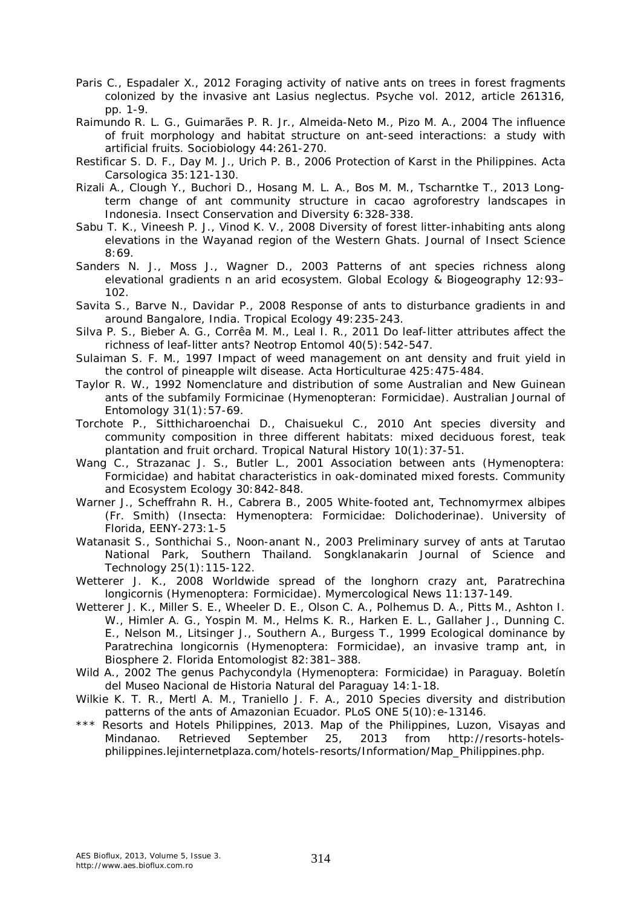Paris C., Espadaler X., 2012 Foraging activity of native ants on trees in forest fragments colonized by the invasive ant Lasius neglectus. Psyche vol. 2012, article 261316, pp. 1-9.

Raimundo R. L. G., Guimarães P. R. Jr., Almeida-Neto M., Pizo M. A., 2004 The influence of fruit morphology and habitat structure on ant-seed interactions: a study with artificial fruits. Sociobiology 44:261-270.

Restificar S. D. F., Day M. J., Urich P. B., 2006 Protection of Karst in the Philippines. Acta Carsologica 35:121-130.

Rizali A., Clough Y., Buchori D., Hosang M. L. A., Bos M. M., Tscharntke T., 2013 Long-term change of ant community structure in cacao agroforestry landscapes in Indonesia. Insect Conservation and Diversity 6:328-338.

Sabu T. K., Vineesh P. J., Vinod K. V., 2008 Diversity of forest litter-inhabiting ants along elevations in the Wayanad region of the Western Ghats. Journal of Insect Science 8:69.

Sanders N. J., Moss J., Wagner D., 2003 Patterns of ant species richness along elevational gradients n an arid ecosystem. Global Ecology & Biogeography 12:93–102.

Savita S., Barve N., Davidar P., 2008 Response of ants to disturbance gradients in and around Bangalore, India. Tropical Ecology 49:235-243.

Silva P. S., Bieber A. G., Corrêa M. M., Leal I. R., 2011 Do leaf-litter attributes affect the richness of leaf-litter ants? Neotrop Entomol 40(5):542-547.

Sulaiman S. F. M., 1997 Impact of weed management on ant density and fruit yield in the control of pineapple wilt disease. Acta Horticulturae 425:475-484.

Taylor R. W., 1992 Nomenclature and distribution of some Australian and New Guinean ants of the subfamily Formicinae (Hymenopteran: Formicidae). Australian Journal of Entomology 31(1):57-69.

Torchote P., Sitthicharoenchai D., Chaisuekul C., 2010 Ant species diversity and community composition in three different habitats: mixed deciduous forest, teak plantation and fruit orchard. Tropical Natural History 10(1):37-51.

Wang C., Strazanac J. S., Butler L., 2001 Association between ants (Hymenoptera: Formicidae) and habitat characteristics in oak-dominated mixed forests. Community and Ecosystem Ecology 30:842-848.

Warner J., Scheffrahn R. H., Cabrera B., 2005 White-footed ant, Technomyrmex albipes (Fr. Smith) (Insecta: Hymenoptera: Formicidae: Dolichoderinae). University of Florida, EENY-273:1-5

Watanasit S., Sonthichai S., Noon-anant N., 2003 Preliminary survey of ants at Tarutao National Park, Southern Thailand. Songklanakarin Journal of Science and Technology 25(1):115-122.

Wetterer J. K., 2008 Worldwide spread of the longhorn crazy ant, Paratrechina longicornis (Hymenoptera: Formicidae). Mymercological News 11:137-149.

Wetterer J. K., Miller S. E., Wheeler D. E., Olson C. A., Polhemus D. A., Pitts M., Ashton I. W., Himler A. G., Yospin M. M., Helms K. R., Harken E. L., Gallaher J., Dunning C. E., Nelson M., Litsinger J., Southern A., Burgess T., 1999 Ecological dominance by Paratrechina longicornis (Hymenoptera: Formicidae), an invasive tramp ant, in Biosphere 2. Florida Entomologist 82:381–388.

Wild A., 2002 The genus Pachycondyla (Hymenoptera: Formicidae) in Paraguay. Boletín del Museo Nacional de Historia Natural del Paraguay 14:1-18.

Wilkie K. T. R., Mertl A. M., Traniello J. F. A., 2010 Species diversity and distribution patterns of the ants of Amazonian Ecuador. PLoS ONE 5(10):e-13146.

*** Resorts and Hotels Philippines, 2013. Map of the Philippines, Luzon, Visayas and Mindanao. Retrieved September 25, 2013 from http://resorts-hotels-philippines.lejinternetplaza.com/hotels-resorts/Information/Map_Philippines.php.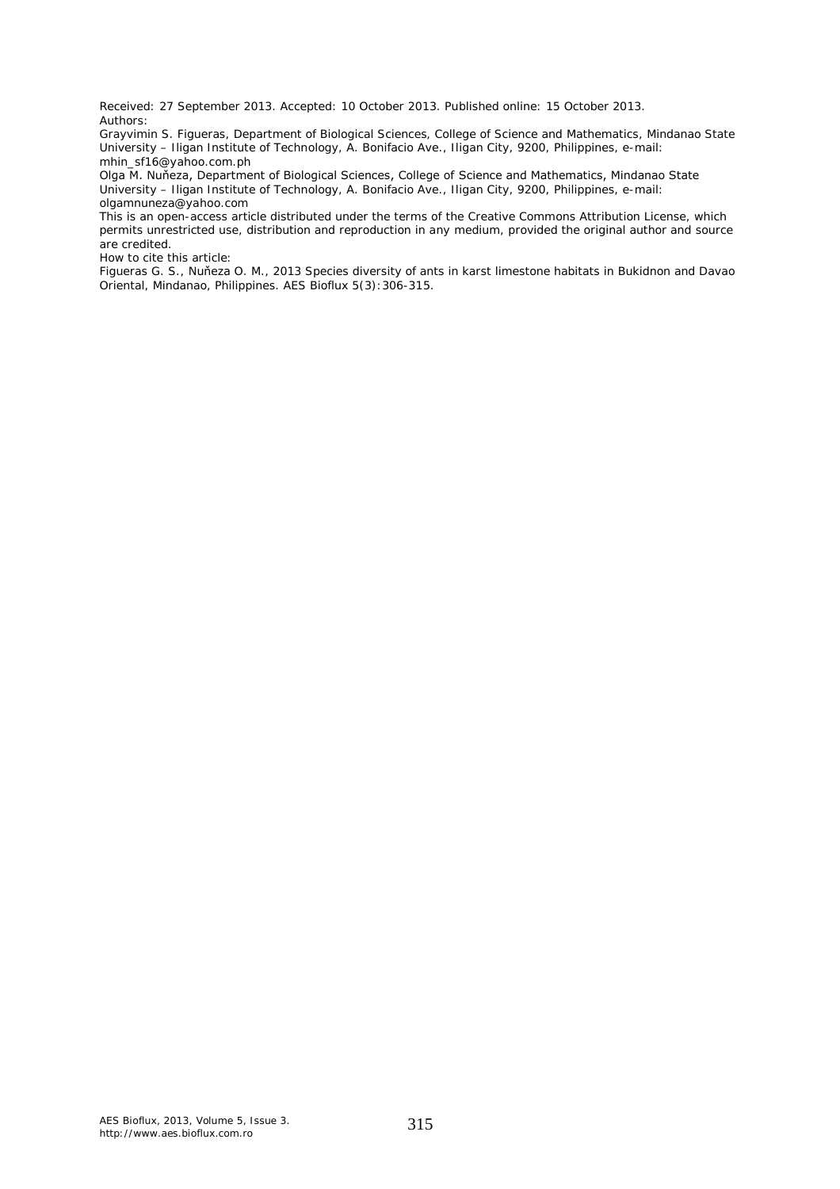Received: 27 September 2013. Accepted: 10 October 2013. Published online: 15 October 2013.

Authors:

Grayvimin S. Figueras, Department of Biological Sciences, College of Science and Mathematics, Mindanao State University – Iligan Institute of Technology, A. Bonifacio Ave., Iligan City, 9200, Philippines, e-mail: mhin_sf16@yahoo.com.ph

Olga M. Nuňeza, Department of Biological Sciences, College of Science and Mathematics, Mindanao State University – Iligan Institute of Technology, A. Bonifacio Ave., Iligan City, 9200, Philippines, e-mail: olgamnuneza@yahoo.com

This is an open-access article distributed under the terms of the Creative Commons Attribution License, which permits unrestricted use, distribution and reproduction in any medium, provided the original author and source are credited.

How to cite this article:

Figueras G. S., Nuňeza O. M., 2013 Species diversity of ants in karst limestone habitats in Bukidnon and Davao Oriental, Mindanao, Philippines. AES Bioflux 5(3):306-315.